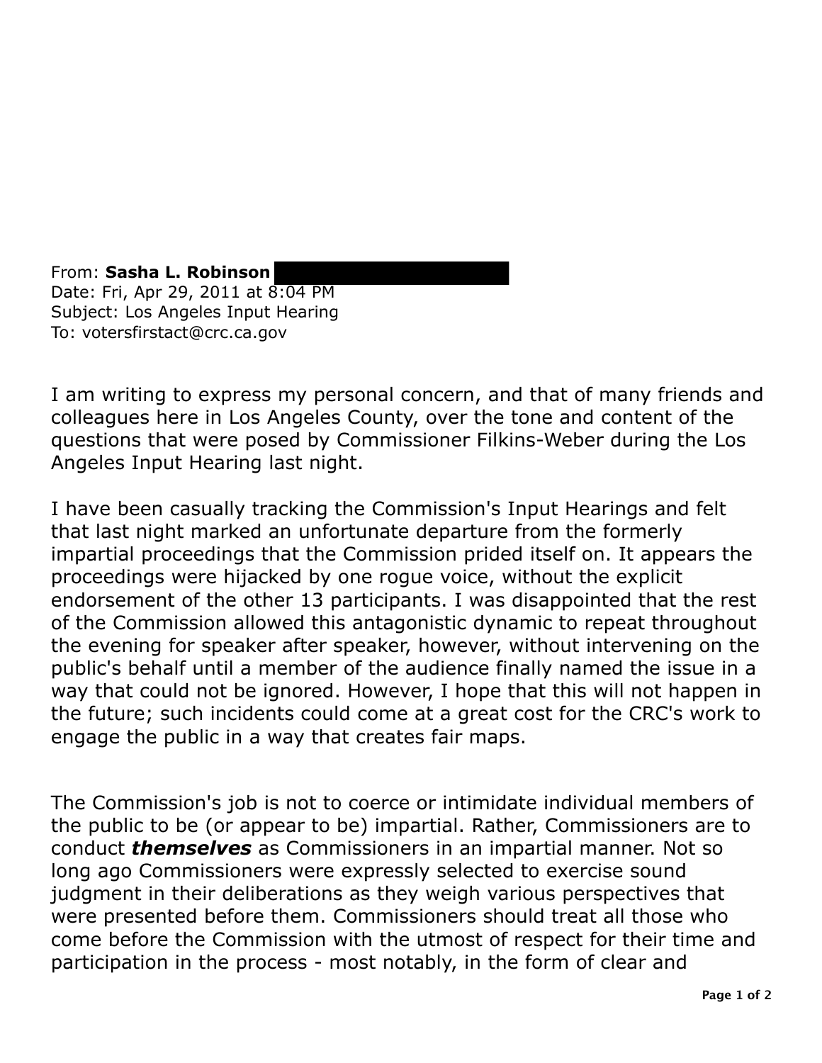From: **Sasha L. Robinson**
Date: Fri, Apr 29, 2011 at 8:04 PM
Subject: Los Angeles Input Hearing
To: votersfirstact@crc.ca.gov

I am writing to express my personal concern, and that of many friends and colleagues here in Los Angeles County, over the tone and content of the questions that were posed by Commissioner Filkins-Weber during the Los Angeles Input Hearing last night.

I have been casually tracking the Commission's Input Hearings and felt that last night marked an unfortunate departure from the formerly impartial proceedings that the Commission prided itself on. It appears the proceedings were hijacked by one rogue voice, without the explicit endorsement of the other 13 participants. I was disappointed that the rest of the Commission allowed this antagonistic dynamic to repeat throughout the evening for speaker after speaker, however, without intervening on the public's behalf until a member of the audience finally named the issue in a way that could not be ignored. However, I hope that this will not happen in the future; such incidents could come at a great cost for the CRC's work to engage the public in a way that creates fair maps.

The Commission's job is not to coerce or intimidate individual members of the public to be (or appear to be) impartial. Rather, Commissioners are to conduct ***themselves*** as Commissioners in an impartial manner. Not so long ago Commissioners were expressly selected to exercise sound judgment in their deliberations as they weigh various perspectives that were presented before them. Commissioners should treat all those who come before the Commission with the utmost of respect for their time and participation in the process - most notably, in the form of clear and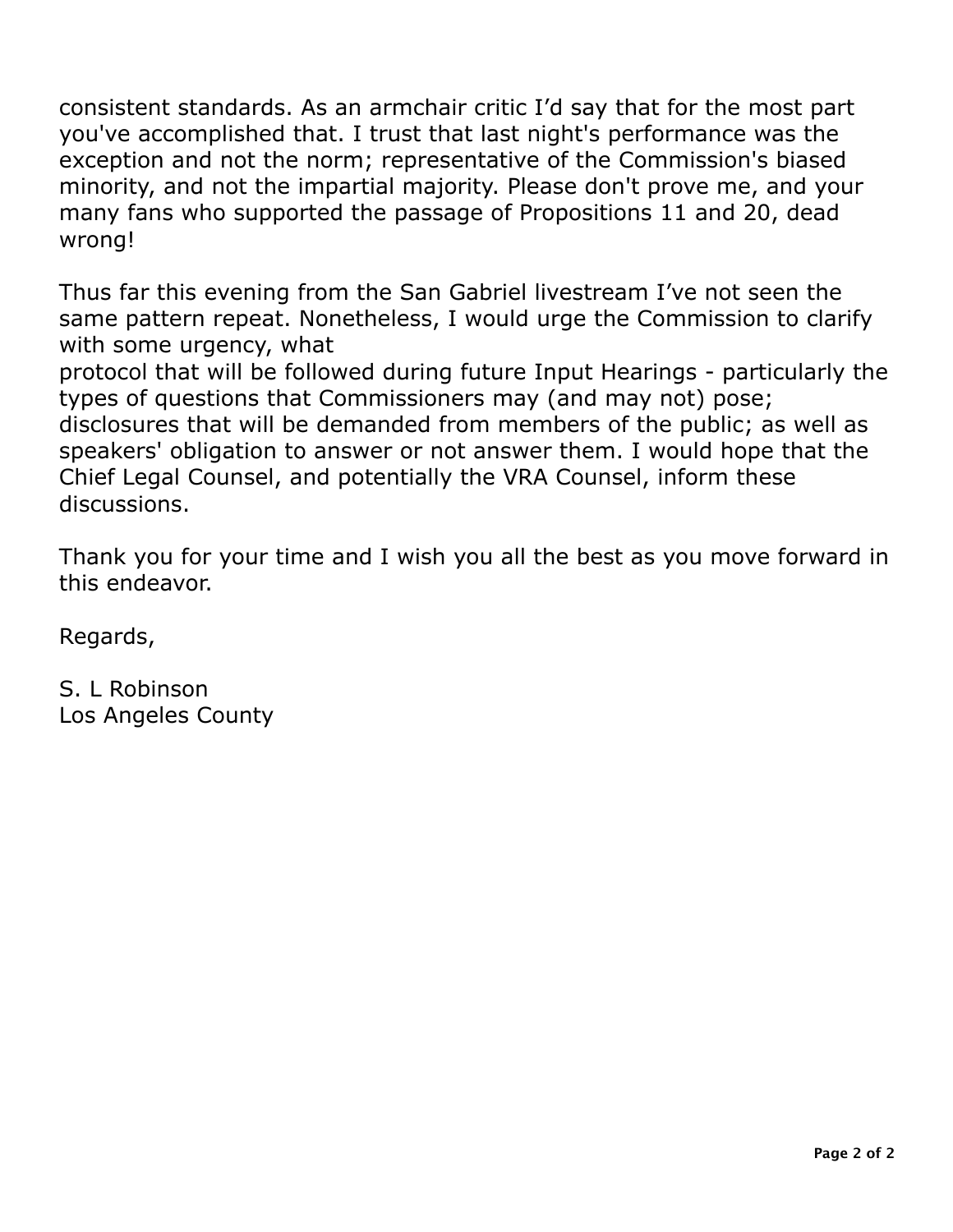consistent standards. As an armchair critic I'd say that for the most part you've accomplished that. I trust that last night's performance was the exception and not the norm; representative of the Commission's biased minority, and not the impartial majority. Please don't prove me, and your many fans who supported the passage of Propositions 11 and 20, dead wrong!

Thus far this evening from the San Gabriel livestream I've not seen the same pattern repeat. Nonetheless, I would urge the Commission to clarify with some urgency, what
protocol that will be followed during future Input Hearings - particularly the types of questions that Commissioners may (and may not) pose; disclosures that will be demanded from members of the public; as well as speakers' obligation to answer or not answer them. I would hope that the Chief Legal Counsel, and potentially the VRA Counsel, inform these discussions.

Thank you for your time and I wish you all the best as you move forward in this endeavor.

Regards,

S. L Robinson
Los Angeles County